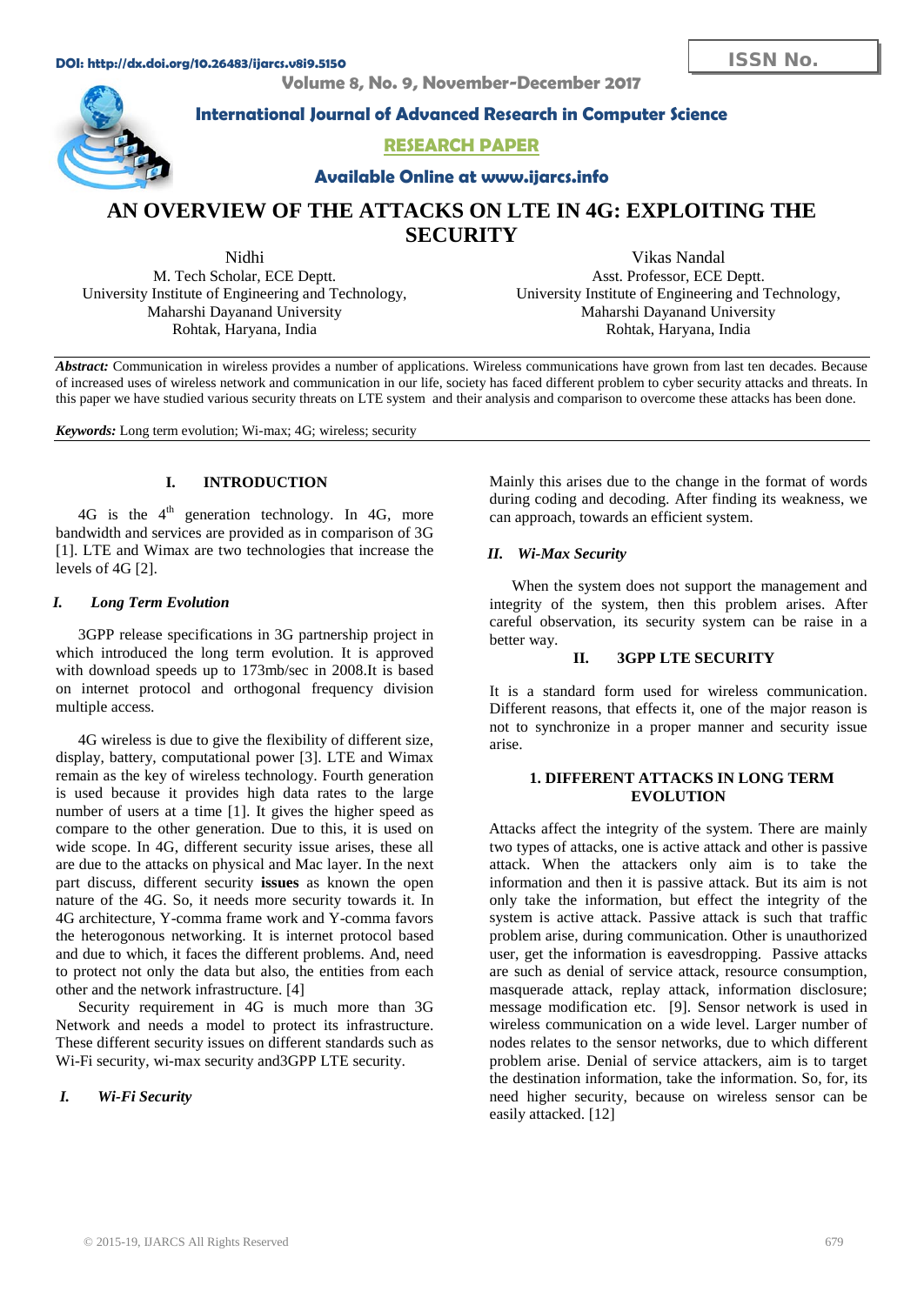# AN OVERVIEW OF THE ATTACKS ON LTE IN 4G: EXPLOITING THE SECURITY

Nidhi
M. Tech Scholar, ECE Deptt.
University Institute of Engineering and Technology,
Maharshi Dayanand University
Rohtak, Haryana, India

Vikas Nandal
Asst. Professor, ECE Deptt.
University Institute of Engineering and Technology,
Maharshi Dayanand University
Rohtak, Haryana, India

***Abstract:*** Communication in wireless provides a number of applications. Wireless communications have grown from last ten decades. Because of increased uses of wireless network and communication in our life, society has faced different problem to cyber security attacks and threats. In this paper we have studied various security threats on LTE system and their analysis and comparison to overcome these attacks has been done.

***Keywords:*** Long term evolution; Wi-max; 4G; wireless; security

## I. INTRODUCTION

4G is the 4th generation technology. In 4G, more bandwidth and services are provided as in comparison of 3G [1]. LTE and Wimax are two technologies that increase the levels of 4G [2].

### *I. Long Term Evolution*

3GPP release specifications in 3G partnership project in which introduced the long term evolution. It is approved with download speeds up to 173mb/sec in 2008.It is based on internet protocol and orthogonal frequency division multiple access.

4G wireless is due to give the flexibility of different size, display, battery, computational power [3]. LTE and Wimax remain as the key of wireless technology. Fourth generation is used because it provides high data rates to the large number of users at a time [1]. It gives the higher speed as compare to the other generation. Due to this, it is used on wide scope. In 4G, different security issue arises, these all are due to the attacks on physical and Mac layer. In the next part discuss, different security **issues** as known the open nature of the 4G. So, it needs more security towards it. In 4G architecture, Y-comma frame work and Y-comma favors the heterogonous networking. It is internet protocol based and due to which, it faces the different problems. And, need to protect not only the data but also, the entities from each other and the network infrastructure. [4]

Security requirement in 4G is much more than 3G Network and needs a model to protect its infrastructure. These different security issues on different standards such as Wi-Fi security, wi-max security and3GPP LTE security.

### *I. Wi-Fi Security*

Mainly this arises due to the change in the format of words during coding and decoding. After finding its weakness, we can approach, towards an efficient system.

### *II. Wi-Max Security*

When the system does not support the management and integrity of the system, then this problem arises. After careful observation, its security system can be raise in a better way.

## II. 3GPP LTE SECURITY

It is a standard form used for wireless communication. Different reasons, that effects it, one of the major reason is not to synchronize in a proper manner and security issue arise.

### 1. DIFFERENT ATTACKS IN LONG TERM EVOLUTION

Attacks affect the integrity of the system. There are mainly two types of attacks, one is active attack and other is passive attack. When the attackers only aim is to take the information and then it is passive attack. But its aim is not only take the information, but effect the integrity of the system is active attack. Passive attack is such that traffic problem arise, during communication. Other is unauthorized user, get the information is eavesdropping. Passive attacks are such as denial of service attack, resource consumption, masquerade attack, replay attack, information disclosure; message modification etc. [9]. Sensor network is used in wireless communication on a wide level. Larger number of nodes relates to the sensor networks, due to which different problem arise. Denial of service attackers, aim is to target the destination information, take the information. So, for, its need higher security, because on wireless sensor can be easily attacked. [12]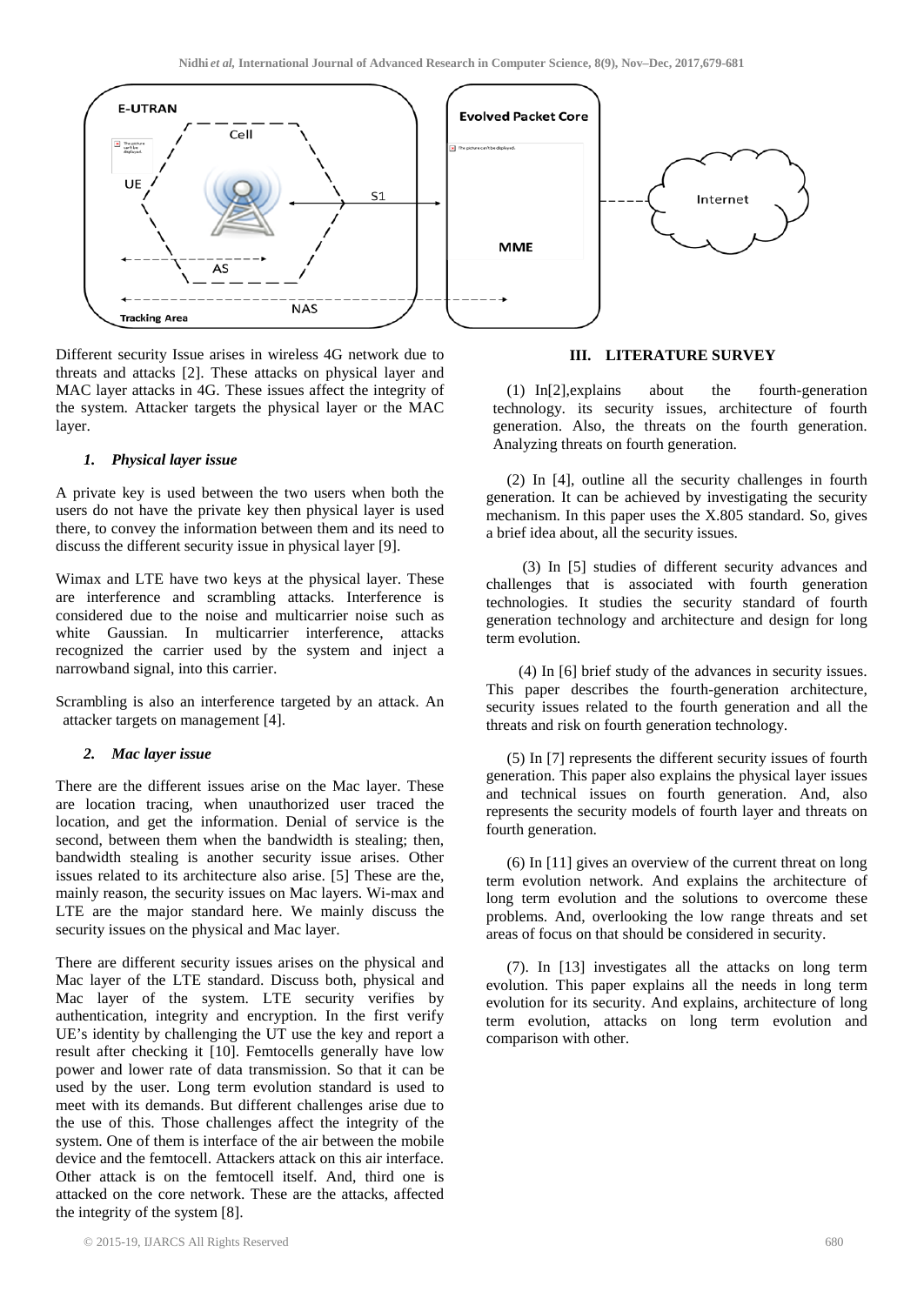Different security Issue arises in wireless 4G network due to threats and attacks [2]. These attacks on physical layer and MAC layer attacks in 4G. These issues affect the integrity of the system. Attacker targets the physical layer or the MAC layer.

### *1. Physical layer issue*

A private key is used between the two users when both the users do not have the private key then physical layer is used there, to convey the information between them and its need to discuss the different security issue in physical layer [9].

Wimax and LTE have two keys at the physical layer. These are interference and scrambling attacks. Interference is considered due to the noise and multicarrier noise such as white Gaussian. In multicarrier interference, attacks recognized the carrier used by the system and inject a narrowband signal, into this carrier.

Scrambling is also an interference targeted by an attack. An attacker targets on management [4].

### *2. Mac layer issue*

There are the different issues arise on the Mac layer. These are location tracing, when unauthorized user traced the location, and get the information. Denial of service is the second, between them when the bandwidth is stealing; then, bandwidth stealing is another security issue arises. Other issues related to its architecture also arise. [5] These are the, mainly reason, the security issues on Mac layers. Wi-max and LTE are the major standard here. We mainly discuss the security issues on the physical and Mac layer.

There are different security issues arises on the physical and Mac layer of the LTE standard. Discuss both, physical and Mac layer of the system. LTE security verifies by authentication, integrity and encryption. In the first verify UE's identity by challenging the UT use the key and report a result after checking it [10]. Femtocells generally have low power and lower rate of data transmission. So that it can be used by the user. Long term evolution standard is used to meet with its demands. But different challenges arise due to the use of this. Those challenges affect the integrity of the system. One of them is interface of the air between the mobile device and the femtocell. Attackers attack on this air interface. Other attack is on the femtocell itself. And, third one is attacked on the core network. These are the attacks, affected the integrity of the system [8].

## III. LITERATURE SURVEY

(1) In[2],explains about the fourth-generation technology. its security issues, architecture of fourth generation. Also, the threats on the fourth generation. Analyzing threats on fourth generation.

(2) In [4], outline all the security challenges in fourth generation. It can be achieved by investigating the security mechanism. In this paper uses the X.805 standard. So, gives a brief idea about, all the security issues.

(3) In [5] studies of different security advances and challenges that is associated with fourth generation technologies. It studies the security standard of fourth generation technology and architecture and design for long term evolution.

(4) In [6] brief study of the advances in security issues. This paper describes the fourth-generation architecture, security issues related to the fourth generation and all the threats and risk on fourth generation technology.

(5) In [7] represents the different security issues of fourth generation. This paper also explains the physical layer issues and technical issues on fourth generation. And, also represents the security models of fourth layer and threats on fourth generation.

(6) In [11] gives an overview of the current threat on long term evolution network. And explains the architecture of long term evolution and the solutions to overcome these problems. And, overlooking the low range threats and set areas of focus on that should be considered in security.

(7). In [13] investigates all the attacks on long term evolution. This paper explains all the needs in long term evolution for its security. And explains, architecture of long term evolution, attacks on long term evolution and comparison with other.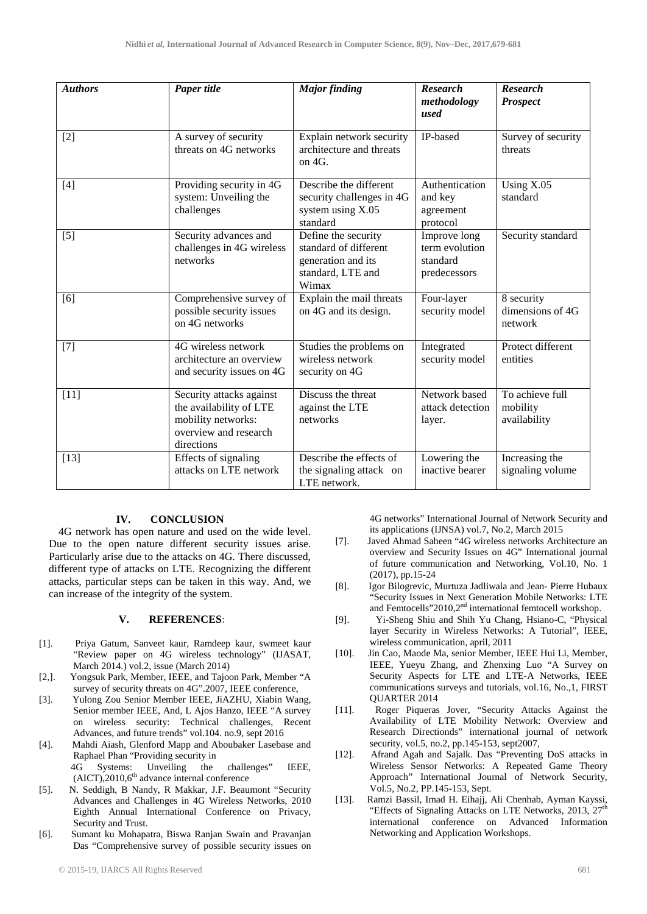| *Authors* | *Paper title* | *Major finding* | *Research methodology used* | *Research Prospect* |
|---|---|---|---|---|
| [2] | A survey of security threats on 4G networks | Explain network security architecture and threats on 4G. | IP-based | Survey of security threats |
| [4] | Providing security in 4G system: Unveiling the challenges | Describe the different security challenges in 4G system using X.05 standard | Authentication and key agreement protocol | Using X.05 standard |
| [5] | Security advances and challenges in 4G wireless networks | Define the security standard of different generation and its standard, LTE and Wimax | Improve long term evolution standard predecessors | Security standard |
| [6] | Comprehensive survey of possible security issues on 4G networks | Explain the mail threats on 4G and its design. | Four-layer security model | 8 security dimensions of 4G network |
| [7] | 4G wireless network architecture an overview and security issues on 4G | Studies the problems on wireless network security on 4G | Integrated security model | Protect different entities |
| [11] | Security attacks against the availability of LTE mobility networks: overview and research directions | Discuss the threat against the LTE networks | Network based attack detection layer. | To achieve full mobility availability |
| [13] | Effects of signaling attacks on LTE network | Describe the effects of the signaling attack on LTE network. | Lowering the inactive bearer | Increasing the signaling volume |

## IV. CONCLUSION

4G network has open nature and used on the wide level. Due to the open nature different security issues arise. Particularly arise due to the attacks on 4G. There discussed, different type of attacks on LTE. Recognizing the different attacks, particular steps can be taken in this way. And, we can increase of the integrity of the system.

## V. REFERENCES:

[1]. Priya Gatum, Sanveet kaur, Ramdeep kaur, swmeet kaur "Review paper on 4G wireless technology" (IJASAT, March 2014.) vol.2, issue (March 2014)

[2,]. Yongsuk Park, Member, IEEE, and Tajoon Park, Member "A survey of security threats on 4G".2007, IEEE conference,

[3]. Yulong Zou Senior Member IEEE, JiAZHU, Xiabin Wang, Senior member IEEE, And, L Ajos Hanzo, IEEE "A survey on wireless security: Technical challenges, Recent Advances, and future trends" vol.104. no.9, sept 2016

[4]. Mahdi Aiash, Glenford Mapp and Aboubaker Lasebase and Raphael Phan "Providing security in 4G Systems: Unveiling the challenges" IEEE, (AICT),2010,6th advance internal conference

[5]. N. Seddigh, B Nandy, R Makkar, J.F. Beaumont "Security Advances and Challenges in 4G Wireless Networks, 2010 Eighth Annual International Conference on Privacy, Security and Trust.

[6]. Sumant ku Mohapatra, Biswa Ranjan Swain and Pravanjan Das "Comprehensive survey of possible security issues on 4G networks" International Journal of Network Security and its applications (IJNSA) vol.7, No.2, March 2015

[7]. Javed Ahmad Saheen "4G wireless networks Architecture an overview and Security Issues on 4G" International journal of future communication and Networking, Vol.10, No. 1 (2017), pp.15-24

[8]. Igor Bilogrevic, Murtuza Jadliwala and Jean- Pierre Hubaux "Security Issues in Next Generation Mobile Networks: LTE and Femtocells"2010,2nd international femtocell workshop.

[9]. Yi-Sheng Shiu and Shih Yu Chang, Hsiano-C, "Physical layer Security in Wireless Networks: A Tutorial", IEEE, wireless communication, april, 2011

[10]. Jin Cao, Maode Ma, senior Member, IEEE Hui Li, Member, IEEE, Yueyu Zhang, and Zhenxing Luo "A Survey on Security Aspects for LTE and LTE-A Networks, IEEE communications surveys and tutorials, vol.16, No.,1, FIRST QUARTER 2014

[11]. Roger Piqueras Jover, "Security Attacks Against the Availability of LTE Mobility Network: Overview and Research Directionds" international journal of network security, vol.5, no.2, pp.145-153, sept2007,

[12]. Afrand Agah and Sajalk. Das "Preventing DoS attacks in Wireless Sensor Networks: A Repeated Game Theory Approach" International Journal of Network Security, Vol.5, No.2, PP.145-153, Sept.

[13]. Ramzi Bassil, Imad H. Eihajj, Ali Chenhab, Ayman Kayssi, "Effects of Signaling Attacks on LTE Networks, 2013, 27th international conference on Advanced Information Networking and Application Workshops.